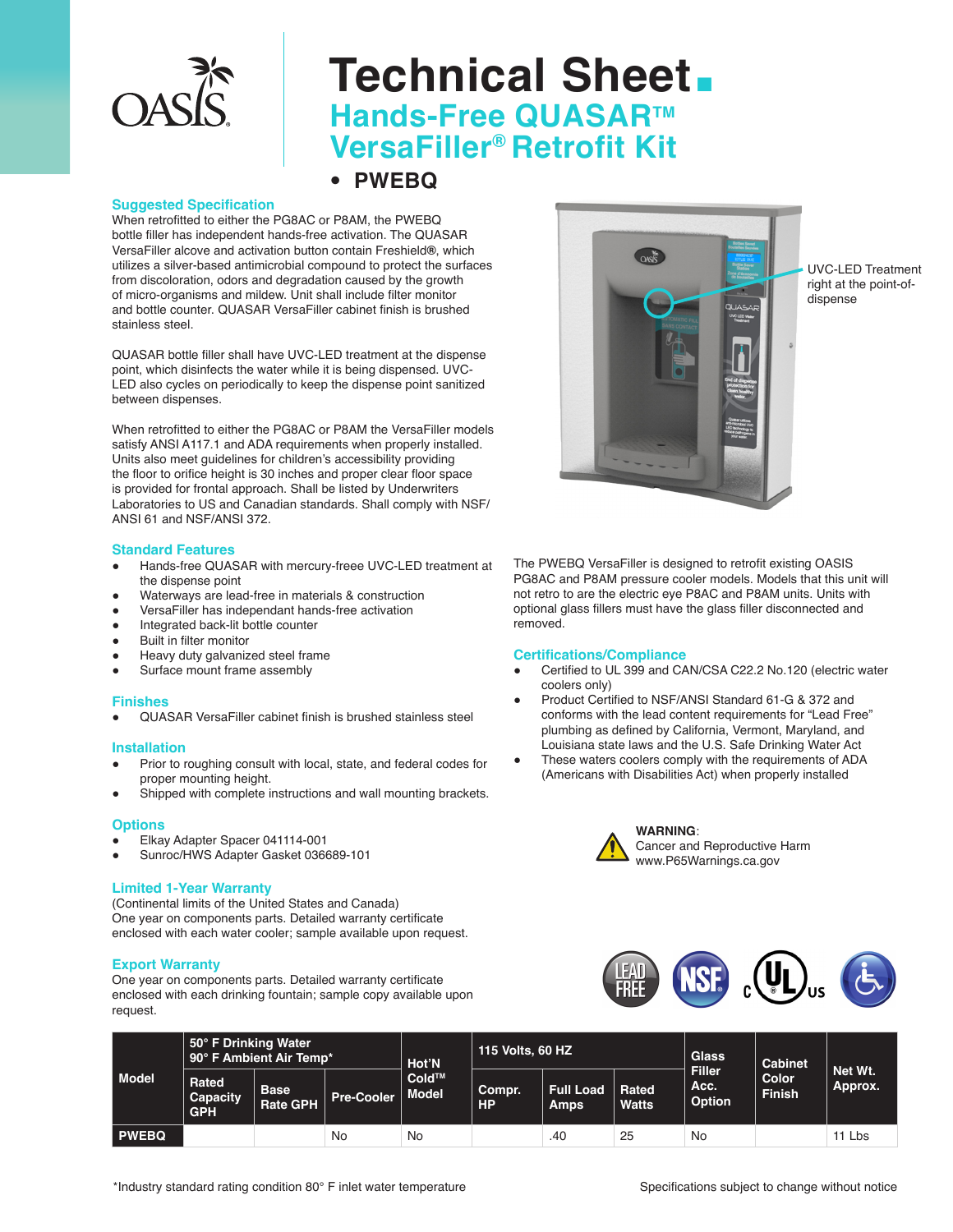# Technical Sheet

## Hands-Free QUASAR™ VersaFiller® Retrofit Kit

- **PWEBQ**

### Suggested Specification

When retrofitted to either the PG8AC or P8AM, the PWEBQ bottle filler has independent hands-free activation. The QUASAR VersaFiller alcove and activation button contain Freshield®, which utilizes a silver-based antimicrobial compound to protect the surfaces from discoloration, odors and degradation caused by the growth of micro-organisms and mildew. Unit shall include filter monitor and bottle counter. QUASAR VersaFiller cabinet finish is brushed stainless steel.

QUASAR bottle filler shall have UVC-LED treatment at the dispense point, which disinfects the water while it is being dispensed. UVC-LED also cycles on periodically to keep the dispense point sanitized between dispenses.

When retrofitted to either the PG8AC or P8AM the VersaFiller models satisfy ANSI A117.1 and ADA requirements when properly installed. Units also meet guidelines for children's accessibility providing the floor to orifice height is 30 inches and proper clear floor space is provided for frontal approach. Shall be listed by Underwriters Laboratories to US and Canadian standards. Shall comply with NSF/ANSI 61 and NSF/ANSI 372.

UVC-LED Treatment right at the point-of-dispense

The PWEBQ VersaFiller is designed to retrofit existing OASIS PG8AC and P8AM pressure cooler models. Models that this unit will not retro to are the electric eye P8AC and P8AM units. Units with optional glass fillers must have the glass filler disconnected and removed.

### Standard Features

- Hands-free QUASAR with mercury-freee UVC-LED treatment at the dispense point
- Waterways are lead-free in materials & construction
- VersaFiller has independant hands-free activation
- Integrated back-lit bottle counter
- Built in filter monitor
- Heavy duty galvanized steel frame
- Surface mount frame assembly

### Finishes

- QUASAR VersaFiller cabinet finish is brushed stainless steel

### Installation

- Prior to roughing consult with local, state, and federal codes for proper mounting height.
- Shipped with complete instructions and wall mounting brackets.

### Options

- Elkay Adapter Spacer 041114-001
- Sunroc/HWS Adapter Gasket 036689-101

### Limited 1-Year Warranty

(Continental limits of the United States and Canada)
One year on components parts. Detailed warranty certificate enclosed with each water cooler; sample available upon request.

### Export Warranty

One year on components parts. Detailed warranty certificate enclosed with each drinking fountain; sample copy available upon request.

### Certifications/Compliance

- Certified to UL 399 and CAN/CSA C22.2 No.120 (electric water coolers only)
- Product Certified to NSF/ANSI Standard 61-G & 372 and conforms with the lead content requirements for "Lead Free" plumbing as defined by California, Vermont, Maryland, and Louisiana state laws and the U.S. Safe Drinking Water Act
- These waters coolers comply with the requirements of ADA (Americans with Disabilities Act) when properly installed

**WARNING**:
Cancer and Reproductive Harm
www.P65Warnings.ca.gov

| Model | 50° F Drinking Water 90° F Ambient Air Temp* | | | Hot'N Cold™ Model | 115 Volts, 60 HZ | | | Glass Filler Acc. Option | Cabinet Color Finish | Net Wt. Approx. |
|---|---|---|---|---|---|---|---|---|---|---|
| | Rated Capacity GPH | Base Rate GPH | Pre-Cooler | | Compr. HP | Full Load Amps | Rated Watts | | | |
| **PWEBQ** | | | No | No | | .40 | 25 | No | | 11 Lbs |

*Industry standard rating condition 80° F inlet water temperature

Specifications subject to change without notice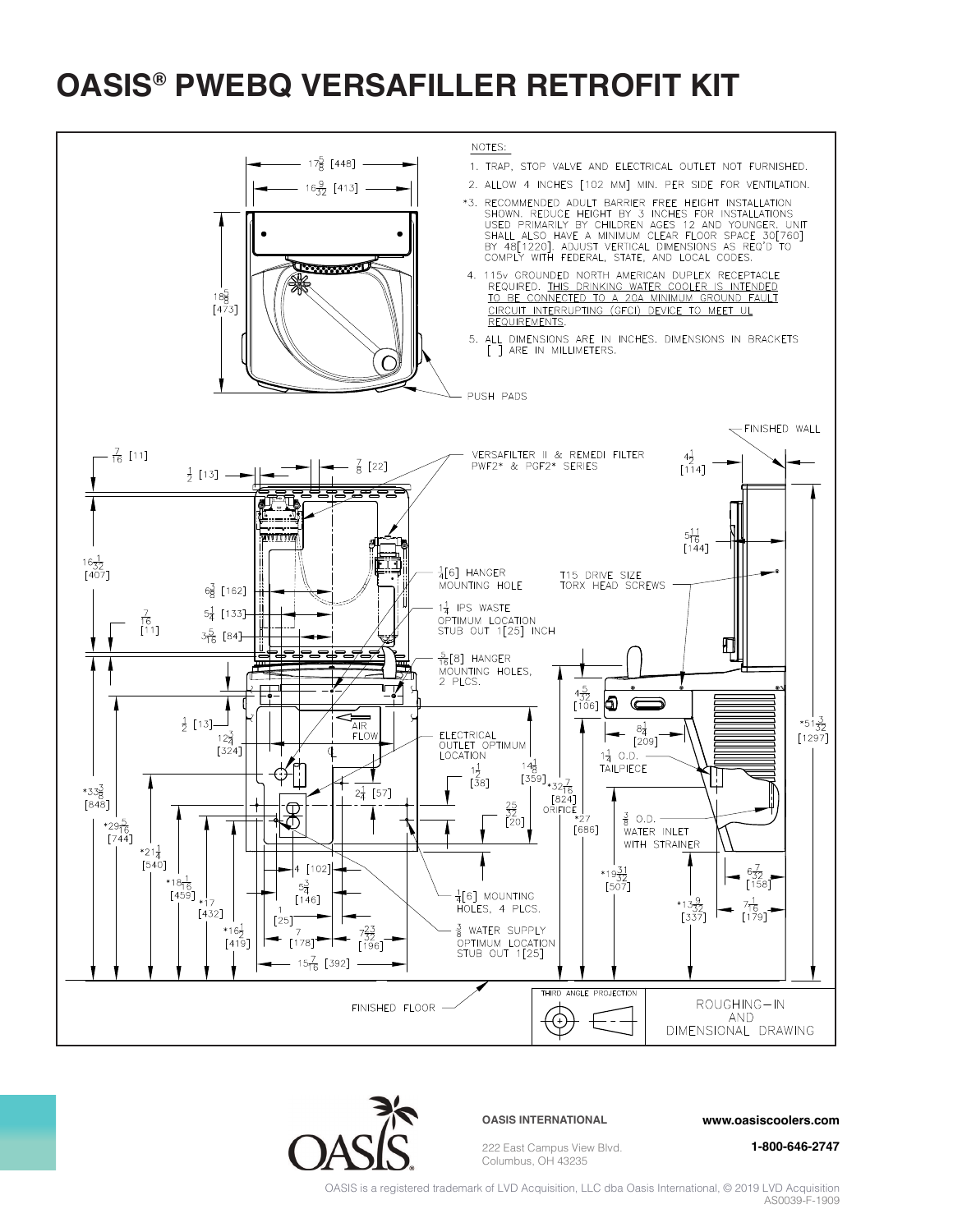# OASIS® PWEBQ VERSAFILLER RETROFIT KIT

NOTES:

1. TRAP, STOP VALVE AND ELECTRICAL OUTLET NOT FURNISHED.
2. ALLOW 4 INCHES [102 MM] MIN. PER SIDE FOR VENTILATION.
*3. RECOMMENDED ADULT BARRIER FREE HEIGHT INSTALLATION SHOWN. REDUCE HEIGHT BY 3 INCHES FOR INSTALLATIONS USED PRIMARILY BY CHILDREN AGES 12 AND YOUNGER. UNIT SHALL ALSO HAVE A MINIMUM CLEAR FLOOR SPACE 30[760] BY 48[1220]. ADJUST VERTICAL DIMENSIONS AS REQ'D TO COMPLY WITH FEDERAL, STATE, AND LOCAL CODES.
4. 115v GROUNDED NORTH AMERICAN DUPLEX RECEPTACLE REQUIRED. THIS DRINKING WATER COOLER IS INTENDED TO BE CONNECTED TO A 20A MINIMUM GROUND FAULT CIRCUIT INTERRUPTING (GFCI) DEVICE TO MEET UL REQUIREMENTS.
5. ALL DIMENSIONS ARE IN INCHES. DIMENSIONS IN BRACKETS [ ] ARE IN MILLIMETERS.

$17\frac{5}{8}$ [448]
$16\frac{9}{32}$ [413]
$18\frac{5}{8}$ [473]
PUSH PADS

FINISHED WALL
VERSAFILTER II & REMEDI FILTER PWF2* & PGF2* SERIES
$\frac{7}{16}$ [11]
$\frac{1}{2}$ [13]
$\frac{7}{8}$ [22]
$4\frac{1}{2}$ [114]
$5\frac{11}{16}$ [144]
$16\frac{1}{32}$ [407]
$6\frac{3}{8}$ [162]
$5\frac{1}{4}$ [133]
$\frac{7}{16}$ [11]
$3\frac{5}{16}$ [84]
$\frac{1}{4}$[6] HANGER MOUNTING HOLE
T15 DRIVE SIZE TORX HEAD SCREWS
$1\frac{1}{4}$ IPS WASTE OPTIMUM LOCATION STUB OUT 1[25] INCH
$\frac{5}{16}$[8] HANGER MOUNTING HOLES, 2 PLCS.
$4\frac{5}{32}$ [106]
*$51\frac{3}{32}$ [1297]
$\frac{1}{2}$ [13]
$12\frac{3}{4}$ [324]
AIR FLOW
ELECTRICAL OUTLET OPTIMUM LOCATION
$8\frac{1}{4}$ [209]
$1\frac{1}{4}$ O.D. TAILPIECE
$14\frac{1}{8}$ [359]
$1\frac{1}{2}$ [38]
*$33\frac{3}{8}$ [848]
$2\frac{1}{4}$ [57]
*$32\frac{7}{16}$ [824] ORIFICE
$\frac{25}{32}$ [20]
*27 [686]
$\frac{3}{8}$ O.D. WATER INLET WITH STRAINER
*$29\frac{5}{16}$ [744]
*$21\frac{1}{4}$ [540]
4 [102]
*$19\frac{31}{32}$ [507]
$6\frac{7}{32}$ [158]
*$18\frac{1}{16}$ [459]
$5\frac{3}{4}$ [146]
$\frac{1}{4}$[6] MOUNTING HOLES, 4 PLCS.
*17 [432]
1 [25]
*$13\frac{9}{32}$ [337]
$7\frac{1}{16}$ [179]
*$16\frac{1}{2}$ [419]
7 [178]
$7\frac{23}{32}$ [196]
$\frac{3}{8}$ WATER SUPPLY OPTIMUM LOCATION STUB OUT 1[25]
$15\frac{7}{16}$ [392]
FINISHED FLOOR

THIRD ANGLE PROJECTION

ROUGHING-IN AND DIMENSIONAL DRAWING

**OASIS INTERNATIONAL**

222 East Campus View Blvd.
Columbus, OH 43235

**www.oasiscoolers.com**

**1-800-646-2747**

OASIS is a registered trademark of LVD Acquisition, LLC dba Oasis International, © 2019 LVD Acquisition
AS0039-F-1909